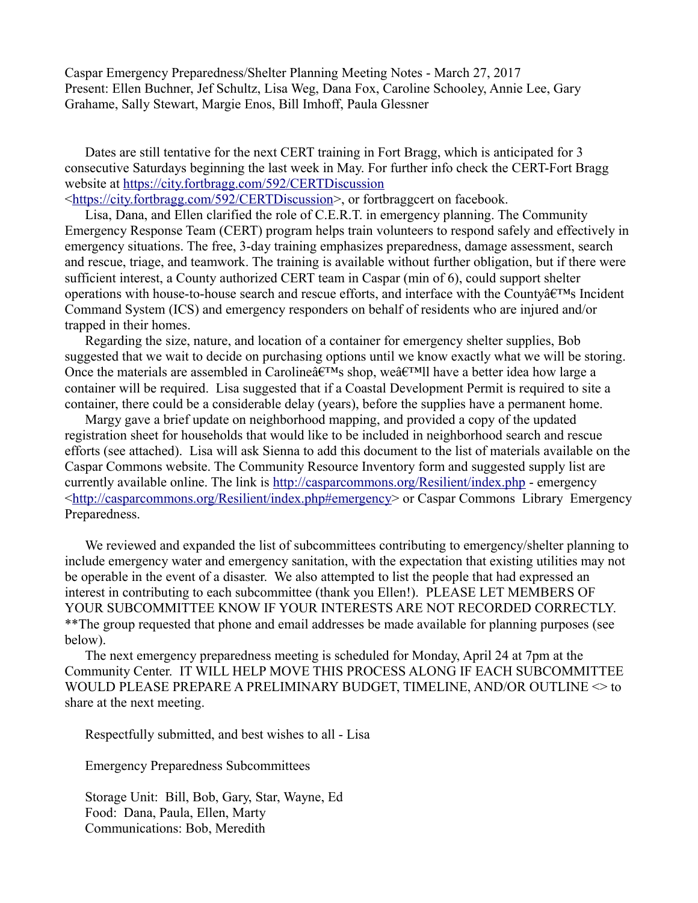Caspar Emergency Preparedness/Shelter Planning Meeting Notes - March 27, 2017
Present: Ellen Buchner, Jef Schultz, Lisa Weg, Dana Fox, Caroline Schooley, Annie Lee, Gary Grahame, Sally Stewart, Margie Enos, Bill Imhoff, Paula Glessner

Dates are still tentative for the next CERT training in Fort Bragg, which is anticipated for 3 consecutive Saturdays beginning the last week in May. For further info check the CERT-Fort Bragg website at https://city.fortbragg.com/592/CERTDiscussion <https://city.fortbragg.com/592/CERTDiscussion>, or fortbraggcert on facebook.

Lisa, Dana, and Ellen clarified the role of C.E.R.T. in emergency planning. The Community Emergency Response Team (CERT) program helps train volunteers to respond safely and effectively in emergency situations. The free, 3-day training emphasizes preparedness, damage assessment, search and rescue, triage, and teamwork. The training is available without further obligation, but if there were sufficient interest, a County authorized CERT team in Caspar (min of 6), could support shelter operations with house-to-house search and rescue efforts, and interface with the Countyâ€™s Incident Command System (ICS) and emergency responders on behalf of residents who are injured and/or trapped in their homes.

Regarding the size, nature, and location of a container for emergency shelter supplies, Bob suggested that we wait to decide on purchasing options until we know exactly what we will be storing. Once the materials are assembled in Carolineâ€™s shop, weâ€™ll have a better idea how large a container will be required. Lisa suggested that if a Coastal Development Permit is required to site a container, there could be a considerable delay (years), before the supplies have a permanent home.

Margy gave a brief update on neighborhood mapping, and provided a copy of the updated registration sheet for households that would like to be included in neighborhood search and rescue efforts (see attached). Lisa will ask Sienna to add this document to the list of materials available on the Caspar Commons website. The Community Resource Inventory form and suggested supply list are currently available online. The link is http://casparcommons.org/Resilient/index.php - emergency <http://casparcommons.org/Resilient/index.php#emergency> or Caspar Commons Library Emergency Preparedness.

We reviewed and expanded the list of subcommittees contributing to emergency/shelter planning to include emergency water and emergency sanitation, with the expectation that existing utilities may not be operable in the event of a disaster. We also attempted to list the people that had expressed an interest in contributing to each subcommittee (thank you Ellen!). PLEASE LET MEMBERS OF YOUR SUBCOMMITTEE KNOW IF YOUR INTERESTS ARE NOT RECORDED CORRECTLY. **The group requested that phone and email addresses be made available for planning purposes (see below).

The next emergency preparedness meeting is scheduled for Monday, April 24 at 7pm at the Community Center. IT WILL HELP MOVE THIS PROCESS ALONG IF EACH SUBCOMMITTEE WOULD PLEASE PREPARE A PRELIMINARY BUDGET, TIMELINE, AND/OR OUTLINE <> to share at the next meeting.

Respectfully submitted, and best wishes to all - Lisa

Emergency Preparedness Subcommittees

Storage Unit: Bill, Bob, Gary, Star, Wayne, Ed
Food: Dana, Paula, Ellen, Marty
Communications: Bob, Meredith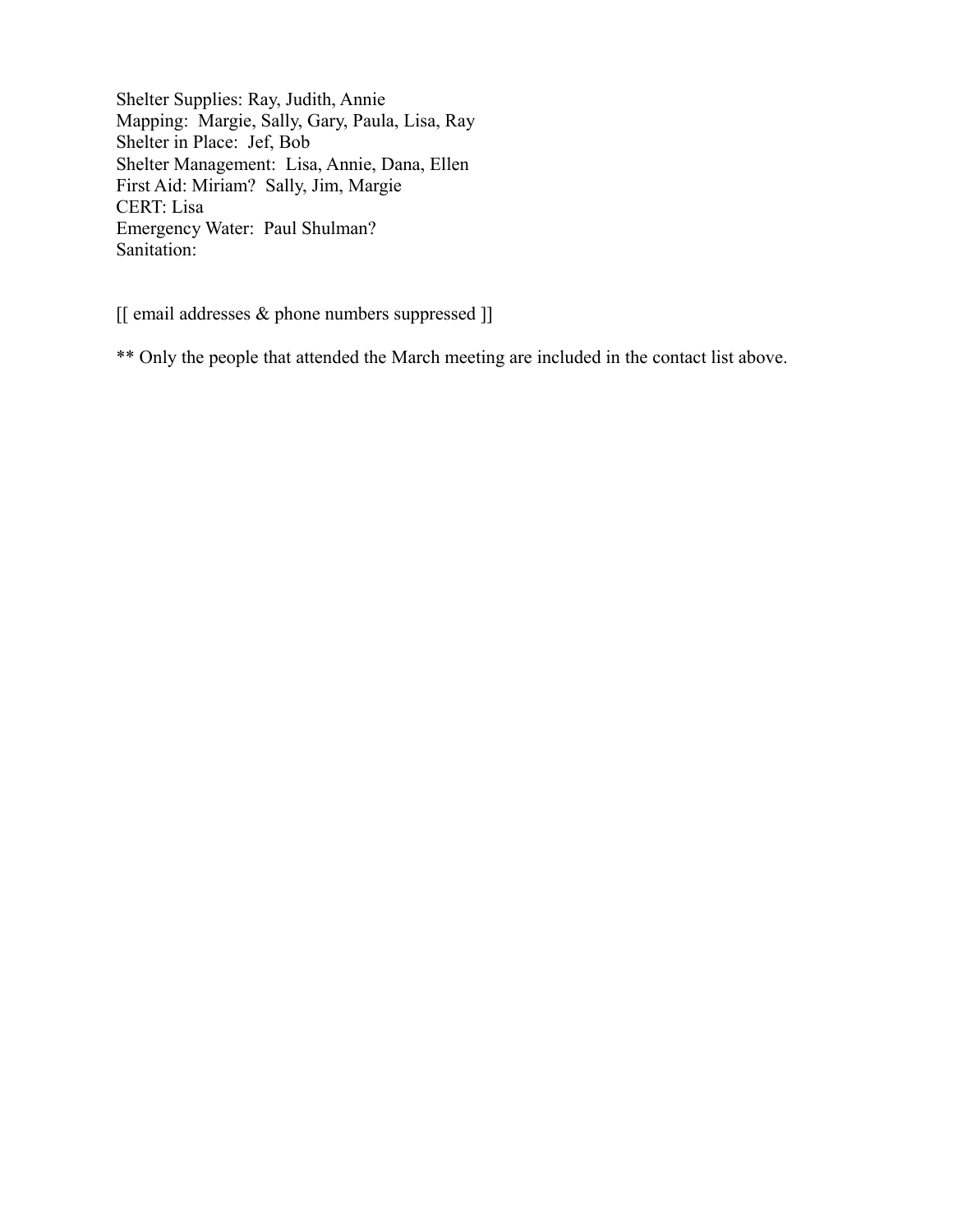Shelter Supplies: Ray, Judith, Annie
Mapping: Margie, Sally, Gary, Paula, Lisa, Ray
Shelter in Place: Jef, Bob
Shelter Management: Lisa, Annie, Dana, Ellen
First Aid: Miriam? Sally, Jim, Margie
CERT: Lisa
Emergency Water: Paul Shulman?
Sanitation:

[[ email addresses & phone numbers suppressed ]]

** Only the people that attended the March meeting are included in the contact list above.